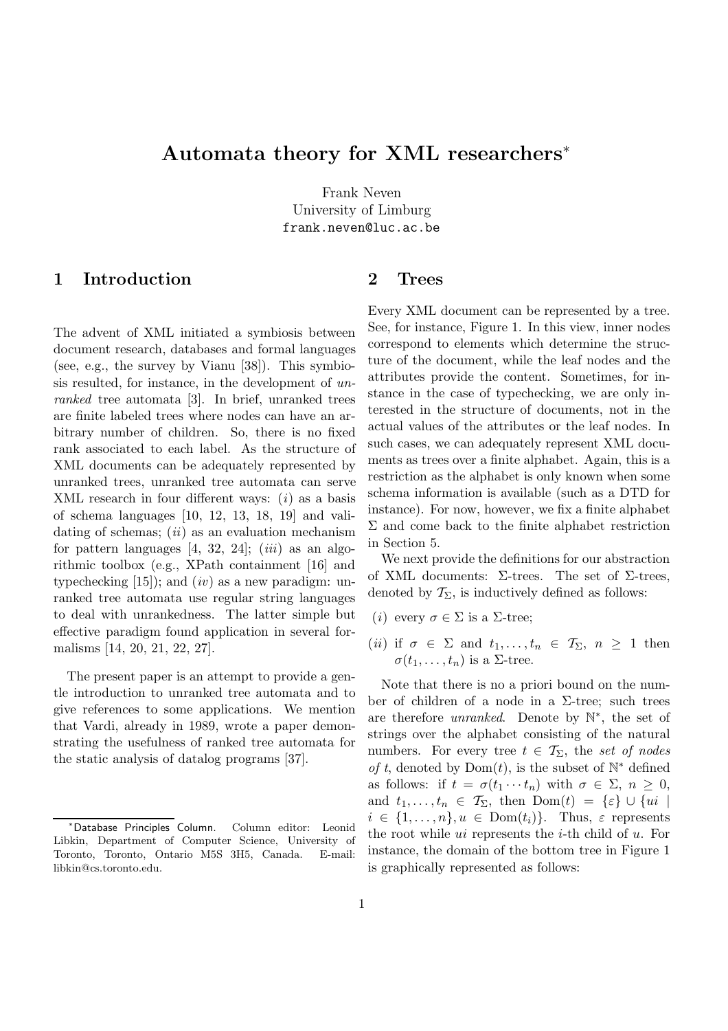# Automata theory for XML researchers*

Frank Neven
University of Limburg
frank.neven@luc.ac.be

## 1 Introduction

The advent of XML initiated a symbiosis between document research, databases and formal languages (see, e.g., the survey by Vianu [38]). This symbiosis resulted, for instance, in the development of *unranked* tree automata [3]. In brief, unranked trees are finite labeled trees where nodes can have an arbitrary number of children. So, there is no fixed rank associated to each label. As the structure of XML documents can be adequately represented by unranked trees, unranked tree automata can serve XML research in four different ways: $(i)$ as a basis of schema languages [10, 12, 13, 18, 19] and validating of schemas; $(ii)$ as an evaluation mechanism for pattern languages [4, 32, 24]; $(iii)$ as an algorithmic toolbox (e.g., XPath containment [16] and typechecking [15]); and $(iv)$ as a new paradigm: unranked tree automata use regular string languages to deal with unrankedness. The latter simple but effective paradigm found application in several formalisms [14, 20, 21, 22, 27].

The present paper is an attempt to provide a gentle introduction to unranked tree automata and to give references to some applications. We mention that Vardi, already in 1989, wrote a paper demonstrating the usefulness of ranked tree automata for the static analysis of datalog programs [37].

*Database Principles Column. Column editor: Leonid Libkin, Department of Computer Science, University of Toronto, Toronto, Ontario M5S 3H5, Canada. E-mail: libkin@cs.toronto.edu.

## 2 Trees

Every XML document can be represented by a tree. See, for instance, Figure 1. In this view, inner nodes correspond to elements which determine the structure of the document, while the leaf nodes and the attributes provide the content. Sometimes, for instance in the case of typechecking, we are only interested in the structure of documents, not in the actual values of the attributes or the leaf nodes. In such cases, we can adequately represent XML documents as trees over a finite alphabet. Again, this is a restriction as the alphabet is only known when some schema information is available (such as a DTD for instance). For now, however, we fix a finite alphabet $\Sigma$ and come back to the finite alphabet restriction in Section 5.

We next provide the definitions for our abstraction of XML documents: $\Sigma$-trees. The set of $\Sigma$-trees, denoted by $\mathcal{T}_\Sigma$, is inductively defined as follows:

$(i)$ every $\sigma \in \Sigma$ is a $\Sigma$-tree;

$(ii)$ if $\sigma \in \Sigma$ and $t_1, \ldots, t_n \in \mathcal{T}_\Sigma$, $n \geq 1$ then $\sigma(t_1, \ldots, t_n)$ is a $\Sigma$-tree.

Note that there is no a priori bound on the number of children of a node in a $\Sigma$-tree; such trees are therefore *unranked*. Denote by $\mathbb{N}^*$, the set of strings over the alphabet consisting of the natural numbers. For every tree $t \in \mathcal{T}_\Sigma$, the *set of nodes of* $t$, denoted by $\mathrm{Dom}(t)$, is the subset of $\mathbb{N}^*$ defined as follows: if $t = \sigma(t_1 \cdots t_n)$ with $\sigma \in \Sigma$, $n \geq 0$, and $t_1, \ldots, t_n \in \mathcal{T}_\Sigma$, then $\mathrm{Dom}(t) = \{\varepsilon\} \cup \{ui \mid i \in \{1, \ldots, n\}, u \in \mathrm{Dom}(t_i)\}$. Thus, $\varepsilon$ represents the root while $ui$ represents the $i$-th child of $u$. For instance, the domain of the bottom tree in Figure 1 is graphically represented as follows: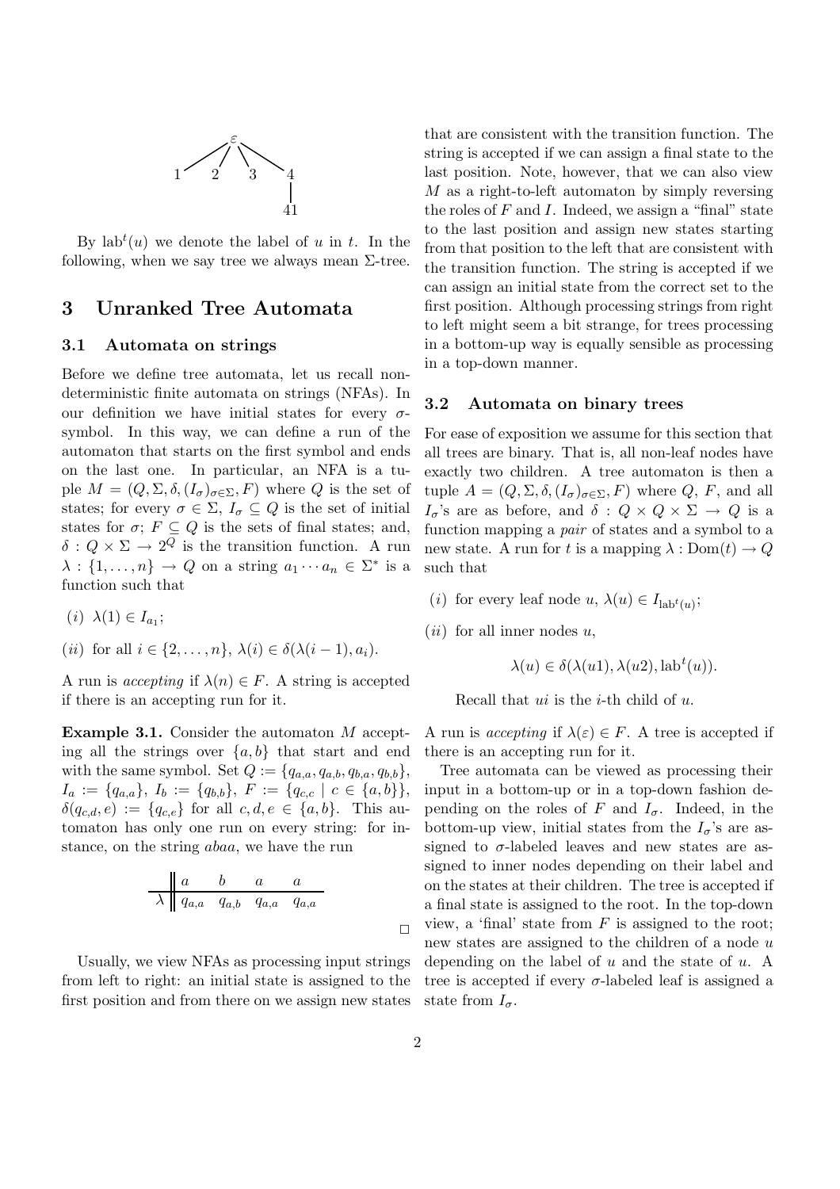By $\text{lab}^t(u)$ we denote the label of $u$ in $t$. In the following, when we say tree we always mean $\Sigma$-tree.

## 3 Unranked Tree Automata

### 3.1 Automata on strings

Before we define tree automata, let us recall nondeterministic finite automata on strings (NFAs). In our definition we have initial states for every $\sigma$-symbol. In this way, we can define a run of the automaton that starts on the first symbol and ends on the last one. In particular, an NFA is a tuple $M = (Q, \Sigma, \delta, (I_\sigma)_{\sigma\in\Sigma}, F)$ where $Q$ is the set of states; for every $\sigma \in \Sigma$, $I_\sigma \subseteq Q$ is the set of initial states for $\sigma$; $F \subseteq Q$ is the sets of final states; and, $\delta : Q \times \Sigma \to 2^Q$ is the transition function. A run $\lambda : \{1, \ldots, n\} \to Q$ on a string $a_1 \cdots a_n \in \Sigma^*$ is a function such that

$(i)$ $\lambda(1) \in I_{a_1}$;

$(ii)$ for all $i \in \{2, \ldots, n\}$, $\lambda(i) \in \delta(\lambda(i-1), a_i)$.

A run is *accepting* if $\lambda(n) \in F$. A string is accepted if there is an accepting run for it.

**Example 3.1.** Consider the automaton $M$ accepting all the strings over $\{a, b\}$ that start and end with the same symbol. Set $Q := \{q_{a,a}, q_{a,b}, q_{b,a}, q_{b,b}\}$, $I_a := \{q_{a,a}\}$, $I_b := \{q_{b,b}\}$, $F := \{q_{c,c} \mid c \in \{a, b\}\}$, $\delta(q_{c,d}, e) := \{q_{c,e}\}$ for all $c, d, e \in \{a, b\}$. This automaton has only one run on every string: for instance, on the string $abaa$, we have the run

| | $a$ | $b$ | $a$ | $a$ |
|---|---|---|---|---|
| $\lambda$ | $q_{a,a}$ | $q_{a,b}$ | $q_{a,a}$ | $q_{a,a}$ |

□

Usually, we view NFAs as processing input strings from left to right: an initial state is assigned to the first position and from there on we assign new states that are consistent with the transition function. The string is accepted if we can assign a final state to the last position. Note, however, that we can also view $M$ as a right-to-left automaton by simply reversing the roles of $F$ and $I$. Indeed, we assign a "final" state to the last position and assign new states starting from that position to the left that are consistent with the transition function. The string is accepted if we can assign an initial state from the correct set to the first position. Although processing strings from right to left might seem a bit strange, for trees processing in a bottom-up way is equally sensible as processing in a top-down manner.

### 3.2 Automata on binary trees

For ease of exposition we assume for this section that all trees are binary. That is, all non-leaf nodes have exactly two children. A tree automaton is then a tuple $A = (Q, \Sigma, \delta, (I_\sigma)_{\sigma\in\Sigma}, F)$ where $Q$, $F$, and all $I_\sigma$'s are as before, and $\delta : Q \times Q \times \Sigma \to Q$ is a function mapping a *pair* of states and a symbol to a new state. A run for $t$ is a mapping $\lambda : \text{Dom}(t) \to Q$ such that

$(i)$ for every leaf node $u$, $\lambda(u) \in I_{\text{lab}^t(u)}$;

$(ii)$ for all inner nodes $u$,

$$\lambda(u) \in \delta(\lambda(u1), \lambda(u2), \text{lab}^t(u)).$$

Recall that $ui$ is the $i$-th child of $u$.

A run is *accepting* if $\lambda(\varepsilon) \in F$. A tree is accepted if there is an accepting run for it.

Tree automata can be viewed as processing their input in a bottom-up or in a top-down fashion depending on the roles of $F$ and $I_\sigma$. Indeed, in the bottom-up view, initial states from the $I_\sigma$'s are assigned to $\sigma$-labeled leaves and new states are assigned to inner nodes depending on their label and on the states at their children. The tree is accepted if a final state is assigned to the root. In the top-down view, a 'final' state from $F$ is assigned to the root; new states are assigned to the children of a node $u$ depending on the label of $u$ and the state of $u$. A tree is accepted if every $\sigma$-labeled leaf is assigned a state from $I_\sigma$.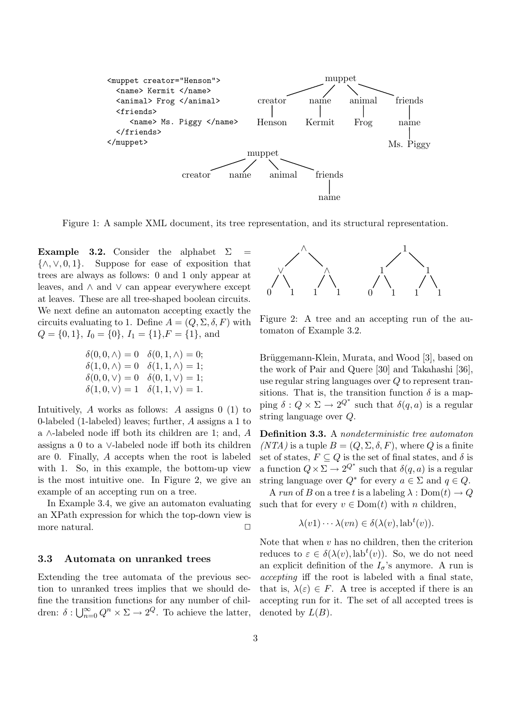```
<muppet creator="Henson">
  <name> Kermit </name>
  <animal> Frog </animal>
  <friends>
     <name> Ms. Piggy </name>
  </friends>
</muppet>
```

Figure 1: A sample XML document, its tree representation, and its structural representation.

**Example 3.2.** Consider the alphabet $\Sigma = \{\wedge, \vee, 0, 1\}$. Suppose for ease of exposition that trees are always as follows: 0 and 1 only appear at leaves, and $\wedge$ and $\vee$ can appear everywhere except at leaves. These are all tree-shaped boolean circuits. We next define an automaton accepting exactly the circuits evaluating to 1. Define $A = (Q, \Sigma, \delta, F)$ with $Q = \{0, 1\}$, $I_0 = \{0\}$, $I_1 = \{1\}$, $F = \{1\}$, and

$$\begin{array}{ll} \delta(0,0,\wedge) = 0 & \delta(0,1,\wedge) = 0; \\ \delta(1,0,\wedge) = 0 & \delta(1,1,\wedge) = 1; \\ \delta(0,0,\vee) = 0 & \delta(0,1,\vee) = 1; \\ \delta(1,0,\vee) = 1 & \delta(1,1,\vee) = 1. \end{array}$$

Intuitively, $A$ works as follows: $A$ assigns 0 (1) to 0-labeled (1-labeled) leaves; further, $A$ assigns a 1 to a $\wedge$-labeled node iff both its children are 1; and, $A$ assigns a 0 to a $\vee$-labeled node iff both its children are 0. Finally, $A$ accepts when the root is labeled with 1. So, in this example, the bottom-up view is the most intuitive one. In Figure 2, we give an example of an accepting run on a tree.

In Example 3.4, we give an automaton evaluating an XPath expression for which the top-down view is more natural. $\square$

### 3.3 Automata on unranked trees

Extending the tree automata of the previous section to unranked trees implies that we should define the transition functions for any number of children: $\delta : \bigcup_{n=0}^{\infty} Q^n \times \Sigma \rightarrow 2^Q$. To achieve the latter,

Figure 2: A tree and an accepting run of the automaton of Example 3.2.

Brüggemann-Klein, Murata, and Wood [3], based on the work of Pair and Quere [30] and Takahashi [36], use regular string languages over $Q$ to represent transitions. That is, the transition function $\delta$ is a mapping $\delta : Q \times \Sigma \rightarrow 2^{Q^*}$ such that $\delta(q, a)$ is a regular string language over $Q$.

**Definition 3.3.** A *nondeterministic tree automaton (NTA)* is a tuple $B = (Q, \Sigma, \delta, F)$, where $Q$ is a finite set of states, $F \subseteq Q$ is the set of final states, and $\delta$ is a function $Q \times \Sigma \rightarrow 2^{Q^*}$ such that $\delta(q, a)$ is a regular string language over $Q^*$ for every $a \in \Sigma$ and $q \in Q$.

A *run* of $B$ on a tree $t$ is a labeling $\lambda : \mathrm{Dom}(t) \rightarrow Q$ such that for every $v \in \mathrm{Dom}(t)$ with $n$ children,

$$\lambda(v1) \cdots \lambda(vn) \in \delta(\lambda(v), \mathrm{lab}^t(v)).$$

Note that when $v$ has no children, then the criterion reduces to $\varepsilon \in \delta(\lambda(v), \mathrm{lab}^t(v))$. So, we do not need an explicit definition of the $I_\sigma$'s anymore. A run is *accepting* iff the root is labeled with a final state, that is, $\lambda(\varepsilon) \in F$. A tree is accepted if there is an accepting run for it. The set of all accepted trees is denoted by $L(B)$.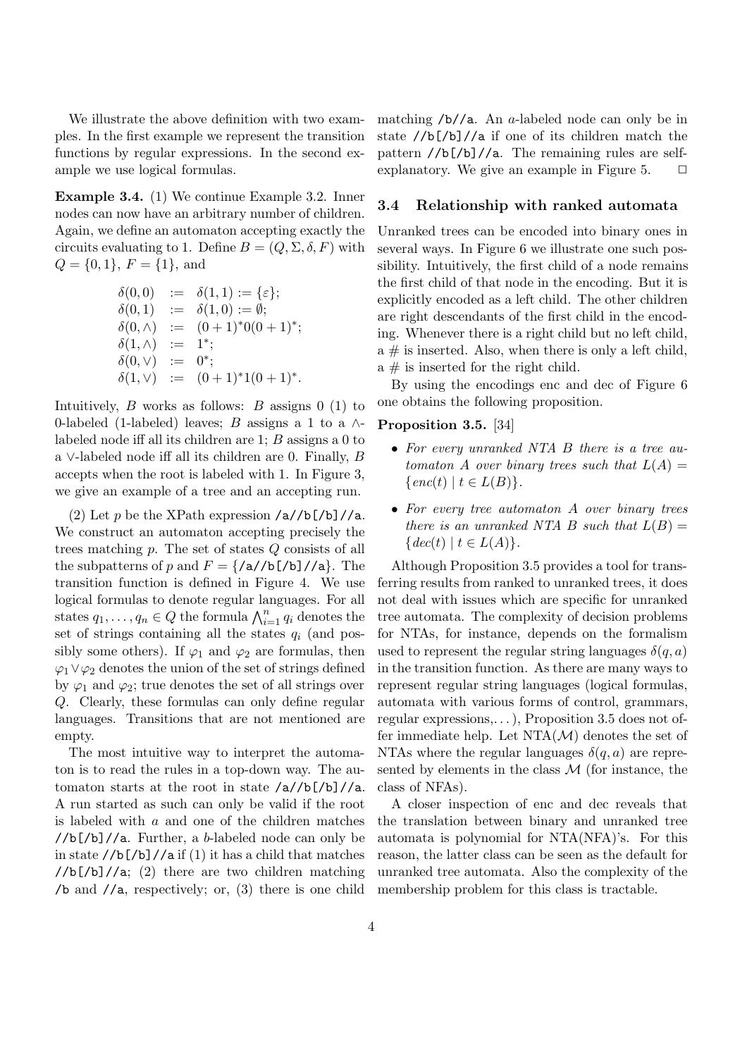We illustrate the above definition with two examples. In the first example we represent the transition functions by regular expressions. In the second example we use logical formulas.

**Example 3.4.** (1) We continue Example 3.2. Inner nodes can now have an arbitrary number of children. Again, we define an automaton accepting exactly the circuits evaluating to 1. Define $B = (Q, \Sigma, \delta, F)$ with $Q = \{0, 1\}$, $F = \{1\}$, and

$$
\begin{aligned}
\delta(0,0) &:= \delta(1,1) := \{\varepsilon\};\\
\delta(0,1) &:= \delta(1,0) := \emptyset;\\
\delta(0,\wedge) &:= (0+1)^*0(0+1)^*;\\
\delta(1,\wedge) &:= 1^*;\\
\delta(0,\vee) &:= 0^*;\\
\delta(1,\vee) &:= (0+1)^*1(0+1)^*.
\end{aligned}
$$

Intuitively, $B$ works as follows: $B$ assigns 0 (1) to 0-labeled (1-labeled) leaves; $B$ assigns a 1 to a $\wedge$-labeled node iff all its children are 1; $B$ assigns a 0 to a $\vee$-labeled node iff all its children are 0. Finally, $B$ accepts when the root is labeled with 1. In Figure 3, we give an example of a tree and an accepting run.

(2) Let $p$ be the XPath expression `/a//b[/b]//a`. We construct an automaton accepting precisely the trees matching $p$. The set of states $Q$ consists of all the subpatterns of $p$ and $F = \{$`/a//b[/b]//a`$\}$. The transition function is defined in Figure 4. We use logical formulas to denote regular languages. For all states $q_1, \ldots, q_n \in Q$ the formula $\bigwedge_{i=1}^{n} q_i$ denotes the set of strings containing all the states $q_i$ (and possibly some others). If $\varphi_1$ and $\varphi_2$ are formulas, then $\varphi_1 \vee \varphi_2$ denotes the union of the set of strings defined by $\varphi_1$ and $\varphi_2$; true denotes the set of all strings over $Q$. Clearly, these formulas can only define regular languages. Transitions that are not mentioned are empty.

The most intuitive way to interpret the automaton is to read the rules in a top-down way. The automaton starts at the root in state `/a//b[/b]//a`. A run started as such can only be valid if the root is labeled with $a$ and one of the children matches `//b[/b]//a`. Further, a $b$-labeled node can only be in state `//b[/b]//a` if (1) it has a child that matches `//b[/b]//a`; (2) there are two children matching `/b` and `//a`, respectively; or, (3) there is one child matching `/b//a`. An $a$-labeled node can only be in state `//b[/b]//a` if one of its children match the pattern `//b[/b]//a`. The remaining rules are self-explanatory. We give an example in Figure 5. $\square$

### 3.4 Relationship with ranked automata

Unranked trees can be encoded into binary ones in several ways. In Figure 6 we illustrate one such possibility. Intuitively, the first child of a node remains the first child of that node in the encoding. But it is explicitly encoded as a left child. The other children are right descendants of the first child in the encoding. Whenever there is a right child but no left child, a # is inserted. Also, when there is only a left child, a # is inserted for the right child.

By using the encodings enc and dec of Figure 6 one obtains the following proposition.

**Proposition 3.5.** [34]

- *For every unranked NTA $B$ there is a tree automaton $A$ over binary trees such that $L(A) = \{enc(t) \mid t \in L(B)\}$.*
- *For every tree automaton $A$ over binary trees there is an unranked NTA $B$ such that $L(B) = \{dec(t) \mid t \in L(A)\}$.*

Although Proposition 3.5 provides a tool for transferring results from ranked to unranked trees, it does not deal with issues which are specific for unranked tree automata. The complexity of decision problems for NTAs, for instance, depends on the formalism used to represent the regular string languages $\delta(q, a)$ in the transition function. As there are many ways to represent regular string languages (logical formulas, automata with various forms of control, grammars, regular expressions,...), Proposition 3.5 does not offer immediate help. Let NTA($\mathcal{M}$) denotes the set of NTAs where the regular languages $\delta(q, a)$ are represented by elements in the class $\mathcal{M}$ (for instance, the class of NFAs).

A closer inspection of enc and dec reveals that the translation between binary and unranked tree automata is polynomial for NTA(NFA)'s. For this reason, the latter class can be seen as the default for unranked tree automata. Also the complexity of the membership problem for this class is tractable.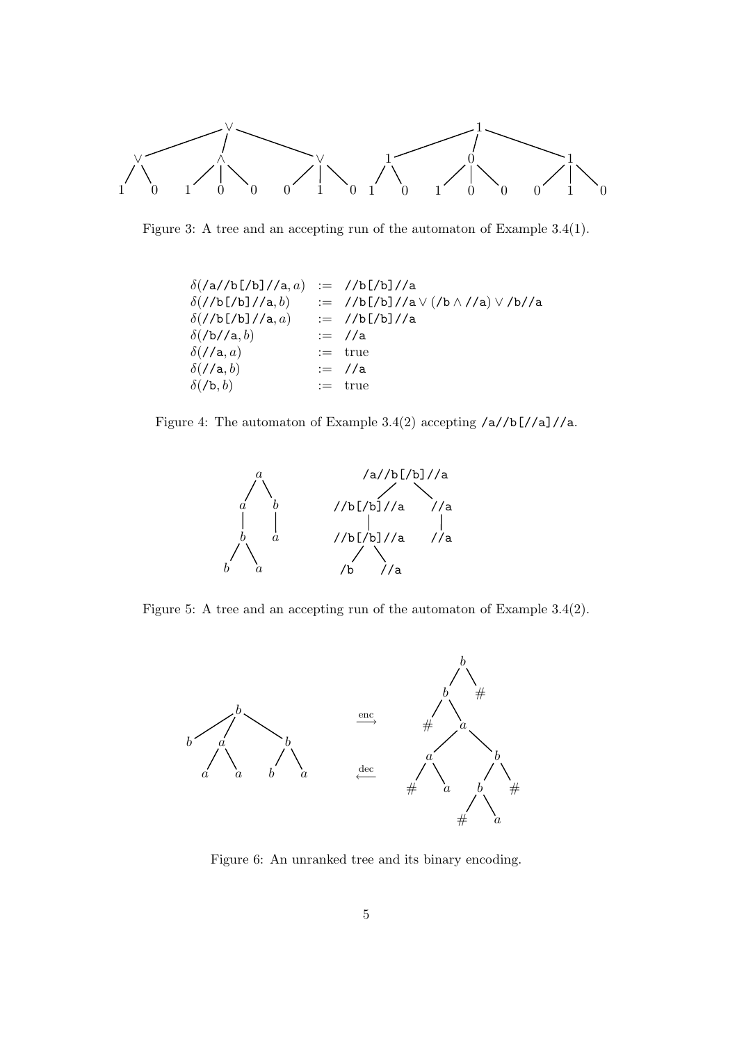Figure 3: A tree and an accepting run of the automaton of Example 3.4(1).

$$
\begin{aligned}
\delta(\texttt{/a//b[/b]//a}, a) &:= \texttt{//b[/b]//a} \\
\delta(\texttt{//b[/b]//a}, b) &:= \texttt{//b[/b]//a} \vee (\texttt{/b} \wedge \texttt{//a}) \vee \texttt{/b//a} \\
\delta(\texttt{//b[/b]//a}, a) &:= \texttt{//b[/b]//a} \\
\delta(\texttt{/b//a}, b) &:= \texttt{//a} \\
\delta(\texttt{//a}, a) &:= \text{true} \\
\delta(\texttt{//a}, b) &:= \texttt{//a} \\
\delta(\texttt{/b}, b) &:= \text{true}
\end{aligned}
$$

Figure 4: The automaton of Example 3.4(2) accepting `/a//b[//a]//a`.

Figure 5: A tree and an accepting run of the automaton of Example 3.4(2).

Figure 6: An unranked tree and its binary encoding.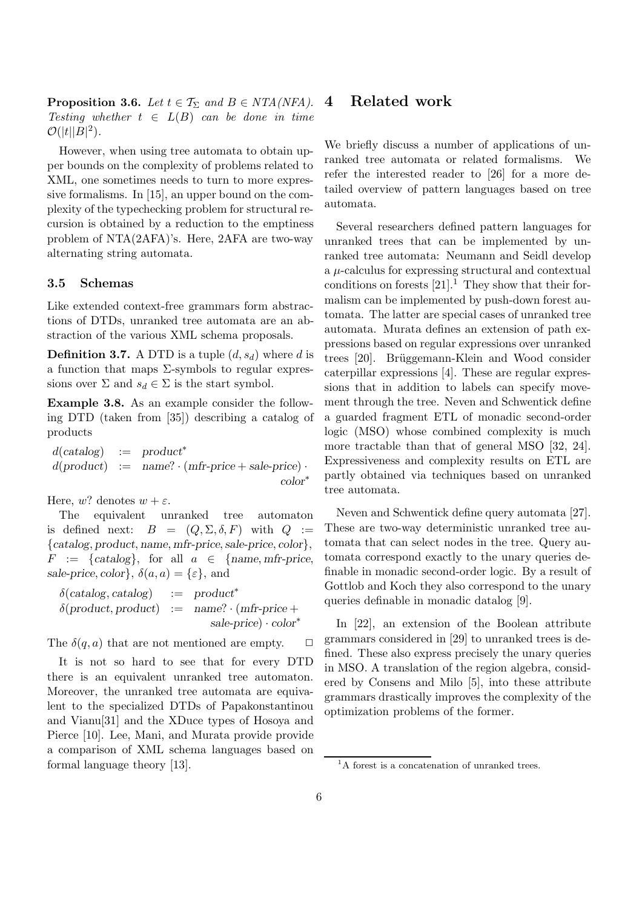**Proposition 3.6.** *Let $t \in \mathcal{T}_\Sigma$ and $B \in NTA(NFA)$. Testing whether $t \in L(B)$ can be done in time $\mathcal{O}(|t||B|^2)$.*

However, when using tree automata to obtain upper bounds on the complexity of problems related to XML, one sometimes needs to turn to more expressive formalisms. In [15], an upper bound on the complexity of the typechecking problem for structural recursion is obtained by a reduction to the emptiness problem of NTA(2AFA)'s. Here, 2AFA are two-way alternating string automata.

### 3.5 Schemas

Like extended context-free grammars form abstractions of DTDs, unranked tree automata are an abstraction of the various XML schema proposals.

**Definition 3.7.** A DTD is a tuple $(d, s_d)$ where $d$ is a function that maps $\Sigma$-symbols to regular expressions over $\Sigma$ and $s_d \in \Sigma$ is the start symbol.

**Example 3.8.** As an example consider the following DTD (taken from [35]) describing a catalog of products

$$
\begin{array}{lcl}
d(\mathit{catalog}) & := & \mathit{product}^* \\
d(\mathit{product}) & := & \mathit{name}? \cdot (\mathit{mfr\text{-}price} + \mathit{sale\text{-}price}) \cdot \mathit{color}^*
\end{array}
$$

Here, $w?$ denotes $w + \varepsilon$.

The equivalent unranked tree automaton is defined next: $B = (Q, \Sigma, \delta, F)$ with $Q := \{\mathit{catalog}, \mathit{product}, \mathit{name}, \mathit{mfr\text{-}price}, \mathit{sale\text{-}price}, \mathit{color}\}$, $F := \{\mathit{catalog}\}$, for all $a \in \{\mathit{name}, \mathit{mfr\text{-}price}, \mathit{sale\text{-}price}, \mathit{color}\}$, $\delta(a, a) = \{\varepsilon\}$, and

$$
\begin{array}{lcl}
\delta(\mathit{catalog}, \mathit{catalog}) & := & \mathit{product}^* \\
\delta(\mathit{product}, \mathit{product}) & := & \mathit{name}? \cdot (\mathit{mfr\text{-}price} + \mathit{sale\text{-}price}) \cdot \mathit{color}^*
\end{array}
$$

The $\delta(q, a)$ that are not mentioned are empty. $\square$

It is not so hard to see that for every DTD there is an equivalent unranked tree automaton. Moreover, the unranked tree automata are equivalent to the specialized DTDs of Papakonstantinou and Vianu[31] and the XDuce types of Hosoya and Pierce [10]. Lee, Mani, and Murata provide provide a comparison of XML schema languages based on formal language theory [13].

## 4 Related work

We briefly discuss a number of applications of unranked tree automata or related formalisms. We refer the interested reader to [26] for a more detailed overview of pattern languages based on tree automata.

Several researchers defined pattern languages for unranked trees that can be implemented by unranked tree automata: Neumann and Seidl develop a $\mu$-calculus for expressing structural and contextual conditions on forests [21].[1] They show that their formalism can be implemented by push-down forest automata. The latter are special cases of unranked tree automata. Murata defines an extension of path expressions based on regular expressions over unranked trees [20]. Brüggemann-Klein and Wood consider caterpillar expressions [4]. These are regular expressions that in addition to labels can specify movement through the tree. Neven and Schwentick define a guarded fragment ETL of monadic second-order logic (MSO) whose combined complexity is much more tractable than that of general MSO [32, 24]. Expressiveness and complexity results on ETL are partly obtained via techniques based on unranked tree automata.

Neven and Schwentick define query automata [27]. These are two-way deterministic unranked tree automata that can select nodes in the tree. Query automata correspond exactly to the unary queries definable in monadic second-order logic. By a result of Gottlob and Koch they also correspond to the unary queries definable in monadic datalog [9].

In [22], an extension of the Boolean attribute grammars considered in [29] to unranked trees is defined. These also express precisely the unary queries in MSO. A translation of the region algebra, considered by Consens and Milo [5], into these attribute grammars drastically improves the complexity of the optimization problems of the former.

[1] A forest is a concatenation of unranked trees.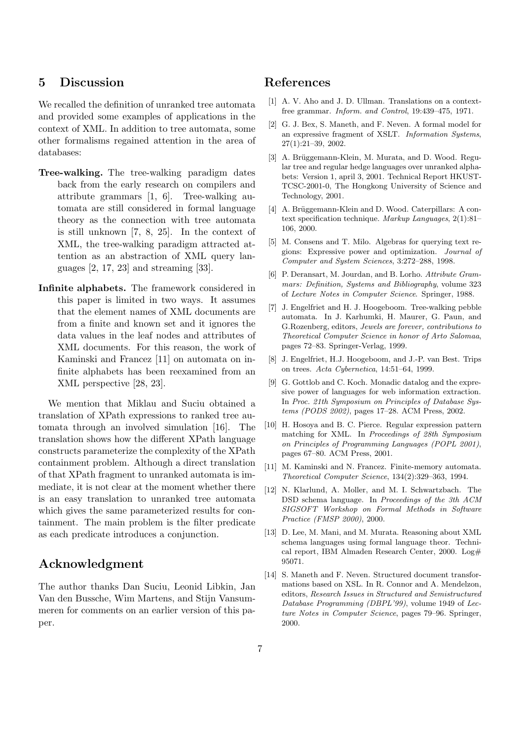## 5 Discussion

We recalled the definition of unranked tree automata and provided some examples of applications in the context of XML. In addition to tree automata, some other formalisms regained attention in the area of databases:

**Tree-walking.** The tree-walking paradigm dates back from the early research on compilers and attribute grammars [1, 6]. Tree-walking automata are still considered in formal language theory as the connection with tree automata is still unknown [7, 8, 25]. In the context of XML, the tree-walking paradigm attracted attention as an abstraction of XML query languages [2, 17, 23] and streaming [33].

**Infinite alphabets.** The framework considered in this paper is limited in two ways. It assumes that the element names of XML documents are from a finite and known set and it ignores the data values in the leaf nodes and attributes of XML documents. For this reason, the work of Kaminski and Francez [11] on automata on infinite alphabets has been reexamined from an XML perspective [28, 23].

We mention that Miklau and Suciu obtained a translation of XPath expressions to ranked tree automata through an involved simulation [16]. The translation shows how the different XPath language constructs parameterize the complexity of the XPath containment problem. Although a direct translation of that XPath fragment to unranked automata is immediate, it is not clear at the moment whether there is an easy translation to unranked tree automata which gives the same parameterized results for containment. The main problem is the filter predicate as each predicate introduces a conjunction.

## Acknowledgment

The author thanks Dan Suciu, Leonid Libkin, Jan Van den Bussche, Wim Martens, and Stijn Vansummeren for comments on an earlier version of this paper.

## References

[1] A. V. Aho and J. D. Ullman. Translations on a context-free grammar. *Inform. and Control*, 19:439–475, 1971.

[2] G. J. Bex, S. Maneth, and F. Neven. A formal model for an expressive fragment of XSLT. *Information Systems*, 27(1):21–39, 2002.

[3] A. Brüggemann-Klein, M. Murata, and D. Wood. Regular tree and regular hedge languages over unranked alphabets: Version 1, april 3, 2001. Technical Report HKUST-TCSC-2001-0, The Hongkong University of Science and Technology, 2001.

[4] A. Brüggemann-Klein and D. Wood. Caterpillars: A context specification technique. *Markup Languages*, 2(1):81–106, 2000.

[5] M. Consens and T. Milo. Algebras for querying text regions: Expressive power and optimization. *Journal of Computer and System Sciences*, 3:272–288, 1998.

[6] P. Deransart, M. Jourdan, and B. Lorho. *Attribute Grammars: Definition, Systems and Bibliography*, volume 323 of *Lecture Notes in Computer Science*. Springer, 1988.

[7] J. Engelfriet and H. J. Hoogeboom. Tree-walking pebble automata. In J. Karhumki, H. Maurer, G. Paun, and G.Rozenberg, editors, *Jewels are forever, contributions to Theoretical Computer Science in honor of Arto Salomaa*, pages 72–83. Springer-Verlag, 1999.

[8] J. Engelfriet, H.J. Hoogeboom, and J.-P. van Best. Trips on trees. *Acta Cybernetica*, 14:51–64, 1999.

[9] G. Gottlob and C. Koch. Monadic datalog and the expresive power of languages for web information extraction. In *Proc. 21th Symposium on Principles of Database Systems (PODS 2002)*, pages 17–28. ACM Press, 2002.

[10] H. Hosoya and B. C. Pierce. Regular expression pattern matching for XML. In *Proceedings of 28th Symposium on Principles of Programming Languages (POPL 2001)*, pages 67–80. ACM Press, 2001.

[11] M. Kaminski and N. Francez. Finite-memory automata. *Theoretical Computer Science*, 134(2):329–363, 1994.

[12] N. Klarlund, A. Moller, and M. I. Schwartzbach. The DSD schema language. In *Proceedings of the 3th ACM SIGSOFT Workshop on Formal Methods in Software Practice (FMSP 2000)*, 2000.

[13] D. Lee, M. Mani, and M. Murata. Reasoning about XML schema languages using formal language theor. Technical report, IBM Almaden Research Center, 2000. Log# 95071.

[14] S. Maneth and F. Neven. Structured document transformations based on XSL. In R. Connor and A. Mendelzon, editors, *Research Issues in Structured and Semistructured Database Programming (DBPL'99)*, volume 1949 of *Lecture Notes in Computer Science*, pages 79–96. Springer, 2000.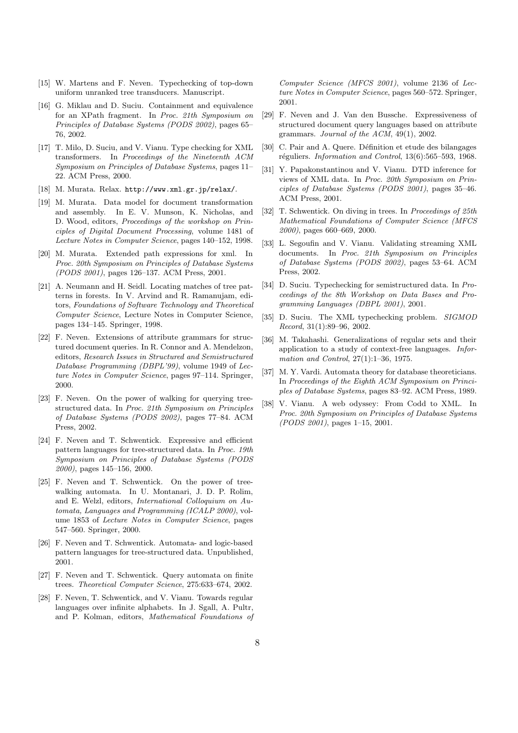[15] W. Martens and F. Neven. Typechecking of top-down uniform unranked tree transducers. Manuscript.

[16] G. Miklau and D. Suciu. Containment and equivalence for an XPath fragment. In *Proc. 21th Symposium on Principles of Database Systems (PODS 2002)*, pages 65–76, 2002.

[17] T. Milo, D. Suciu, and V. Vianu. Type checking for XML transformers. In *Proceedings of the Nineteenth ACM Symposium on Principles of Database Systems*, pages 11–22. ACM Press, 2000.

[18] M. Murata. Relax. `http://www.xml.gr.jp/relax/`.

[19] M. Murata. Data model for document transformation and assembly. In E. V. Munson, K. Nicholas, and D. Wood, editors, *Proceedings of the workshop on Principles of Digital Document Processing*, volume 1481 of *Lecture Notes in Computer Science*, pages 140–152, 1998.

[20] M. Murata. Extended path expressions for xml. In *Proc. 20th Symposium on Principles of Database Systems (PODS 2001)*, pages 126–137. ACM Press, 2001.

[21] A. Neumann and H. Seidl. Locating matches of tree patterns in forests. In V. Arvind and R. Ramanujam, editors, *Foundations of Software Technology and Theoretical Computer Science*, Lecture Notes in Computer Science, pages 134–145. Springer, 1998.

[22] F. Neven. Extensions of attribute grammars for structured document queries. In R. Connor and A. Mendelzon, editors, *Research Issues in Structured and Semistructured Database Programming (DBPL'99)*, volume 1949 of *Lecture Notes in Computer Science*, pages 97–114. Springer, 2000.

[23] F. Neven. On the power of walking for querying tree-structured data. In *Proc. 21th Symposium on Principles of Database Systems (PODS 2002)*, pages 77–84. ACM Press, 2002.

[24] F. Neven and T. Schwentick. Expressive and efficient pattern languages for tree-structured data. In *Proc. 19th Symposium on Principles of Database Systems (PODS 2000)*, pages 145–156, 2000.

[25] F. Neven and T. Schwentick. On the power of tree-walking automata. In U. Montanari, J. D. P. Rolim, and E. Welzl, editors, *International Colloquium on Automata, Languages and Programming (ICALP 2000)*, volume 1853 of *Lecture Notes in Computer Science*, pages 547–560. Springer, 2000.

[26] F. Neven and T. Schwentick. Automata- and logic-based pattern languages for tree-structured data. Unpublished, 2001.

[27] F. Neven and T. Schwentick. Query automata on finite trees. *Theoretical Computer Science*, 275:633–674, 2002.

[28] F. Neven, T. Schwentick, and V. Vianu. Towards regular languages over infinite alphabets. In J. Sgall, A. Pultr, and P. Kolman, editors, *Mathematical Foundations of Computer Science (MFCS 2001)*, volume 2136 of *Lecture Notes in Computer Science*, pages 560–572. Springer, 2001.

[29] F. Neven and J. Van den Bussche. Expressiveness of structured document query languages based on attribute grammars. *Journal of the ACM*, 49(1), 2002.

[30] C. Pair and A. Quere. Définition et etude des bilangages réguliers. *Information and Control*, 13(6):565–593, 1968.

[31] Y. Papakonstantinou and V. Vianu. DTD inference for views of XML data. In *Proc. 20th Symposium on Principles of Database Systems (PODS 2001)*, pages 35–46. ACM Press, 2001.

[32] T. Schwentick. On diving in trees. In *Proceedings of 25th Mathematical Foundations of Computer Science (MFCS 2000)*, pages 660–669, 2000.

[33] L. Segoufin and V. Vianu. Validating streaming XML documents. In *Proc. 21th Symposium on Principles of Database Systems (PODS 2002)*, pages 53–64. ACM Press, 2002.

[34] D. Suciu. Typechecking for semistructured data. In *Proceedings of the 8th Workshop on Data Bases and Programming Languages (DBPL 2001)*, 2001.

[35] D. Suciu. The XML typechecking problem. *SIGMOD Record*, 31(1):89–96, 2002.

[36] M. Takahashi. Generalizations of regular sets and their application to a study of context-free languages. *Information and Control*, 27(1):1–36, 1975.

[37] M. Y. Vardi. Automata theory for database theoreticians. In *Proceedings of the Eighth ACM Symposium on Principles of Database Systems*, pages 83–92. ACM Press, 1989.

[38] V. Vianu. A web odyssey: From Codd to XML. In *Proc. 20th Symposium on Principles of Database Systems (PODS 2001)*, pages 1–15, 2001.